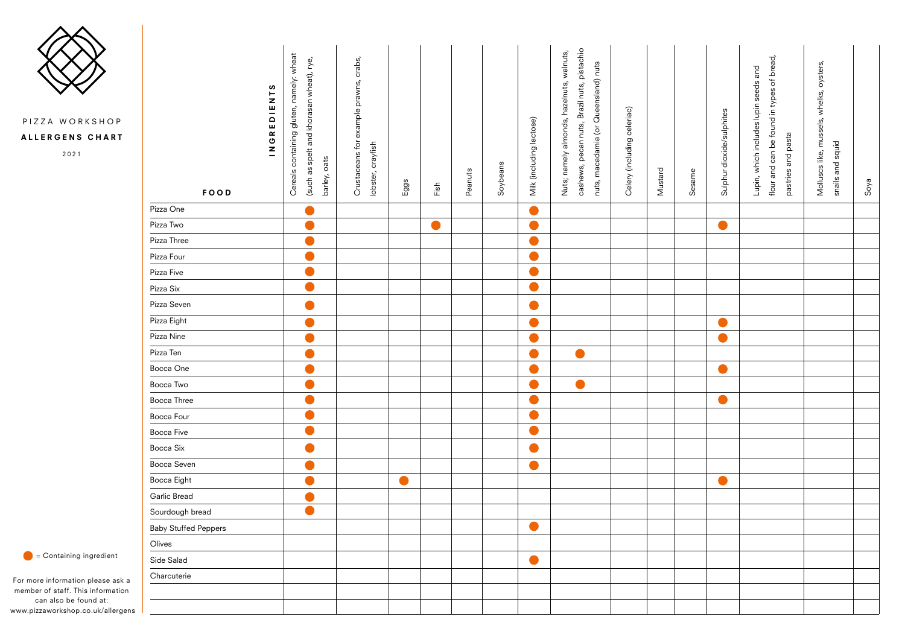PIZZA WORKSHOP

# ALLERGENS CHART

2021

| FOOD | Cereals containing gluten, namely: wheat (such as spelt and khorasan wheat), rye, barley, oats | Crustaceans for example prawns, crabs, lobster, crayfish | Eggs | Fish | Peanuts | Soybeans | Milk (including lactose) | Nuts; namely almonds, hazelnuts, walnuts, cashews, pecan nuts, Brazil nuts, pistachio nuts, macadamia (or Queensland) nuts | Celery (including celeriac) | Mustard | Sesame | Sulphur dioxide/sulphites | Lupin, which includes lupin seeds and flour and can be found in types of bread, pastries and pasta | Molluscs like, mussels, whelks, oysters, snails and squid | Soya |
|---|---|---|---|---|---|---|---|---|---|---|---|---|---|---|---|
| Pizza One | ● | | | | | | ● | | | | | | | | |
| Pizza Two | ● | | | ● | | | ● | | | | | ● | | | |
| Pizza Three | ● | | | | | | ● | | | | | | | | |
| Pizza Four | ● | | | | | | ● | | | | | | | | |
| Pizza Five | ● | | | | | | ● | | | | | | | | |
| Pizza Six | ● | | | | | | ● | | | | | | | | |
| Pizza Seven | ● | | | | | | ● | | | | | | | | |
| Pizza Eight | ● | | | | | | ● | | | | | ● | | | |
| Pizza Nine | ● | | | | | | ● | | | | | ● | | | |
| Pizza Ten | ● | | | | | | ● | ● | | | | | | | |
| Bocca One | ● | | | | | | ● | | | | | ● | | | |
| Bocca Two | ● | | | | | | ● | ● | | | | | | | |
| Bocca Three | ● | | | | | | ● | | | | | ● | | | |
| Bocca Four | ● | | | | | | ● | | | | | | | | |
| Bocca Five | ● | | | | | | ● | | | | | | | | |
| Bocca Six | ● | | | | | | ● | | | | | | | | |
| Bocca Seven | ● | | | | | | ● | | | | | | | | |
| Bocca Eight | ● | | ● | | | | | | | | | ● | | | |
| Garlic Bread | ● | | | | | | | | | | | | | | |
| Sourdough bread | ● | | | | | | | | | | | | | | |
| Baby Stuffed Peppers | | | | | | | ● | | | | | | | | |
| Olives | | | | | | | | | | | | | | | |
| Side Salad | | | | | | | ● | | | | | | | | |
| Charcuterie | | | | | | | | | | | | | | | |
| | | | | | | | | | | | | | | | |
| | | | | | | | | | | | | | | | |

● = Containing ingredient

For more information please ask a member of staff. This information can also be found at: www.pizzaworkshop.co.uk/allergens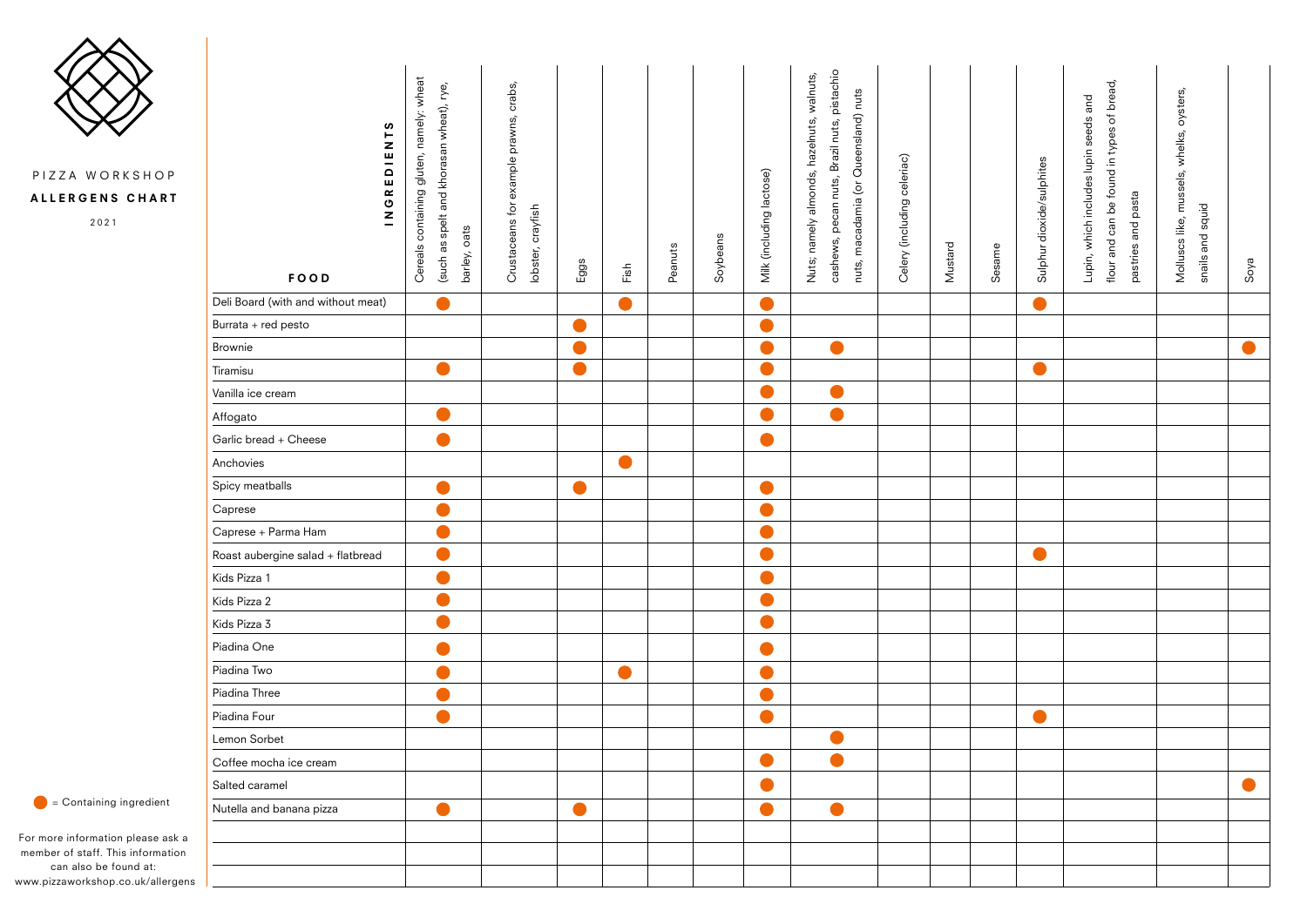PIZZA WORKSHOP

**ALLERGENS CHART**

2021

| FOOD | Cereals containing gluten, namely: wheat (such as spelt and khorasan wheat), rye, barley, oats | Crustaceans for example prawns, crabs, lobster, crayfish | Eggs | Fish | Peanuts | Soybeans | Milk (including lactose) | Nuts; namely almonds, hazelnuts, walnuts, cashews, pecan nuts, Brazil nuts, pistachio nuts, macadamia (or Queensland) nuts | Celery (including celeriac) | Mustard | Sesame | Sulphur dioxide/sulphites | Lupin, which includes lupin seeds and flour and can be found in types of bread, pastries and pasta | Molluscs like, mussels, whelks, oysters, snails and squid | Soya |
|---|---|---|---|---|---|---|---|---|---|---|---|---|---|---|---|
| Deli Board (with and without meat) | ● | | | ● | | | ● | | | | | ● | | | |
| Burrata + red pesto | | | ● | | | | ● | | | | | | | | |
| Brownie | | | ● | | | | ● | ● | | | | | | | ● |
| Tiramisu | ● | | ● | | | | ● | | | | | ● | | | |
| Vanilla ice cream | | | | | | | ● | ● | | | | | | | |
| Affogato | ● | | | | | | ● | ● | | | | | | | |
| Garlic bread + Cheese | ● | | | | | | ● | | | | | | | | |
| Anchovies | | | | ● | | | | | | | | | | | |
| Spicy meatballs | ● | | ● | | | | ● | | | | | | | | |
| Caprese | ● | | | | | | ● | | | | | | | | |
| Caprese + Parma Ham | ● | | | | | | ● | | | | | | | | |
| Roast aubergine salad + flatbread | ● | | | | | | ● | | | | | ● | | | |
| Kids Pizza 1 | ● | | | | | | ● | | | | | | | | |
| Kids Pizza 2 | ● | | | | | | ● | | | | | | | | |
| Kids Pizza 3 | ● | | | | | | ● | | | | | | | | |
| Piadina One | ● | | | | | | ● | | | | | | | | |
| Piadina Two | ● | | | ● | | | ● | | | | | | | | |
| Piadina Three | ● | | | | | | ● | | | | | | | | |
| Piadina Four | ● | | | | | | ● | | | | | ● | | | |
| Lemon Sorbet | | | | | | | | ● | | | | | | | |
| Coffee mocha ice cream | | | | | | | ● | ● | | | | | | | |
| Salted caramel | | | | | | | ● | | | | | | | | ● |
| Nutella and banana pizza | ● | | ● | | | | ● | ● | | | | | | | |
| | | | | | | | | | | | | | | | |
| | | | | | | | | | | | | | | | |
| | | | | | | | | | | | | | | | |

● = Containing ingredient

For more information please ask a member of staff. This information can also be found at: www.pizzaworkshop.co.uk/allergens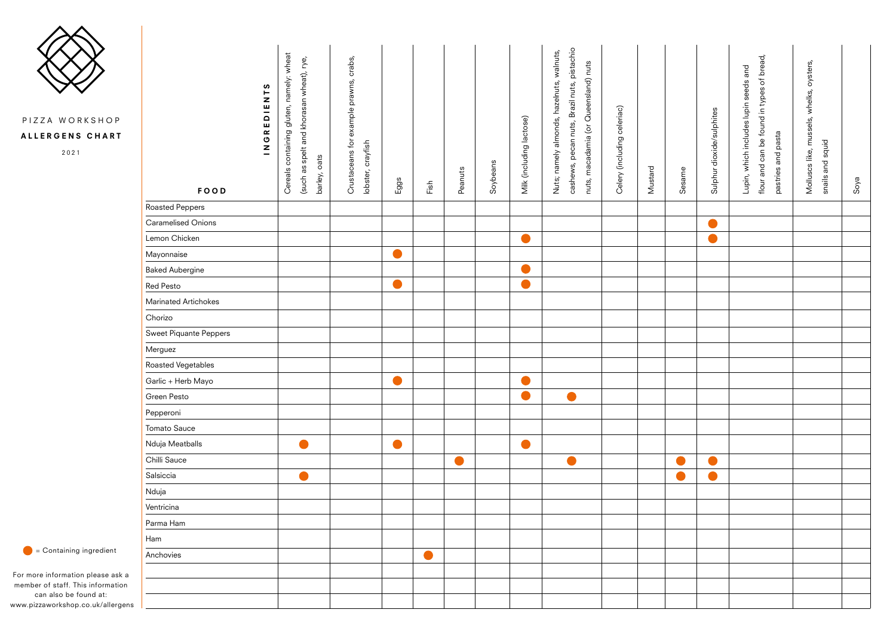# PIZZA WORKSHOP

## ALLERGENS CHART

2021

| FOOD | Cereals containing gluten, namely: wheat (such as spelt and khorasan wheat), rye, barley, oats | Crustaceans for example prawns, crabs, lobster, crayfish | Eggs | Fish | Peanuts | Soybeans | Milk (including lactose) | Nuts; namely almonds, hazelnuts, walnuts, cashews, pecan nuts, Brazil nuts, pistachio nuts, macadamia (or Queensland) nuts | Celery (including celeriac) | Mustard | Sesame | Sulphur dioxide/sulphites | Lupin, which includes lupin seeds and flour and can be found in types of bread, pastries and pasta | Molluscs like, mussels, whelks, oysters, snails and squid | Soya |
|---|---|---|---|---|---|---|---|---|---|---|---|---|---|---|---|
| Roasted Peppers | | | | | | | | | | | | | | | |
| Caramelised Onions | | | | | | | | | | | | ● | | | |
| Lemon Chicken | | | | | | | ● | | | | | ● | | | |
| Mayonnaise | | | ● | | | | | | | | | | | | |
| Baked Aubergine | | | | | | | ● | | | | | | | | |
| Red Pesto | | | ● | | | | ● | | | | | | | | |
| Marinated Artichokes | | | | | | | | | | | | | | | |
| Chorizo | | | | | | | | | | | | | | | |
| Sweet Piquante Peppers | | | | | | | | | | | | | | | |
| Merguez | | | | | | | | | | | | | | | |
| Roasted Vegetables | | | | | | | | | | | | | | | |
| Garlic + Herb Mayo | | | ● | | | | ● | | | | | | | | |
| Green Pesto | | | | | | | ● | ● | | | | | | | |
| Pepperoni | | | | | | | | | | | | | | | |
| Tomato Sauce | | | | | | | | | | | | | | | |
| Nduja Meatballs | ● | | ● | | | | ● | | | | | | | | |
| Chilli Sauce | | | | | ● | | | ● | | | ● | ● | | | |
| Salsiccia | ● | | | | | | | | | | ● | ● | | | |
| Nduja | | | | | | | | | | | | | | | |
| Ventricina | | | | | | | | | | | | | | | |
| Parma Ham | | | | | | | | | | | | | | | |
| Ham | | | | | | | | | | | | | | | |
| Anchovies | | | | ● | | | | | | | | | | | |
| | | | | | | | | | | | | | | | |
| | | | | | | | | | | | | | | | |
| | | | | | | | | | | | | | | | |

● = Containing ingredient

For more information please ask a member of staff. This information can also be found at: www.pizzaworkshop.co.uk/allergens